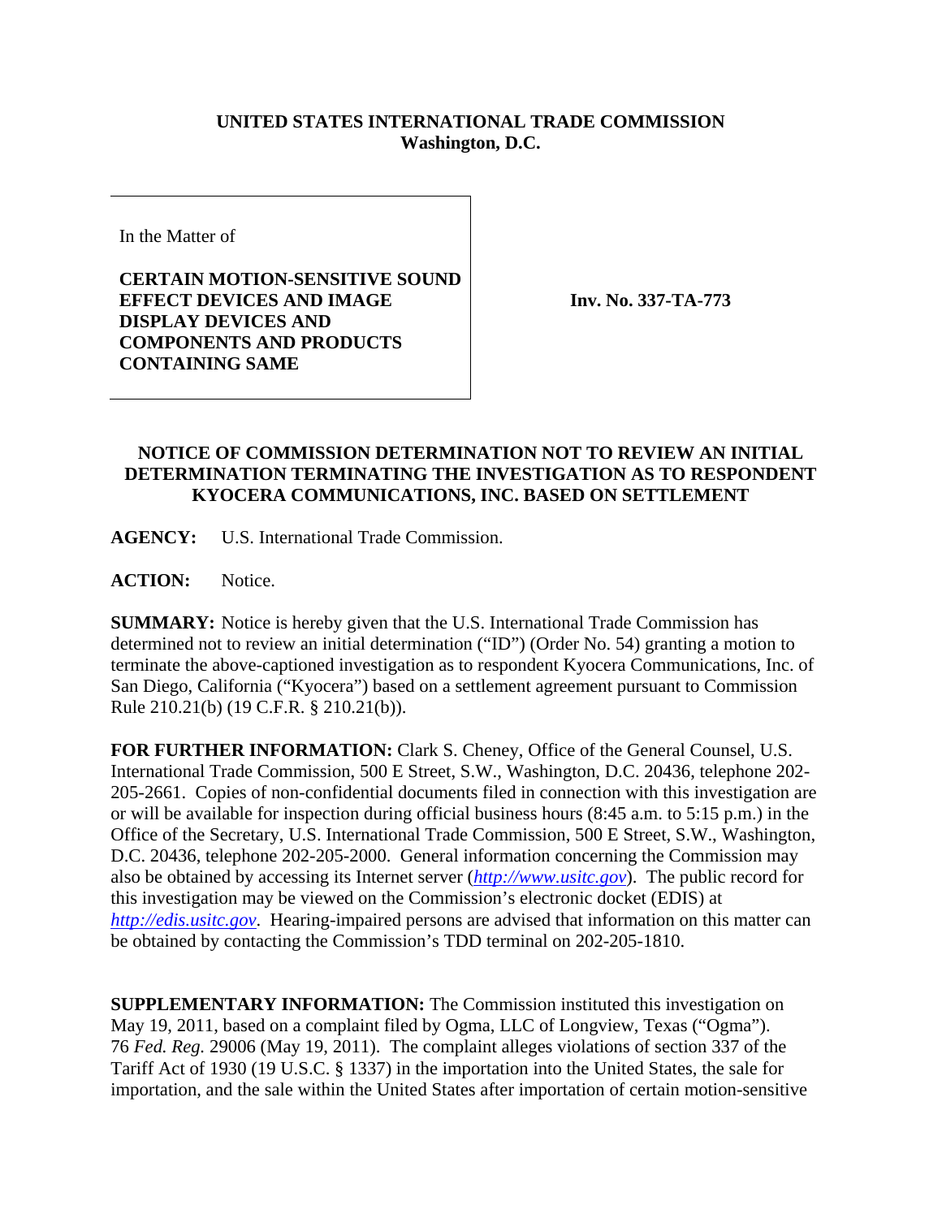**UNITED STATES INTERNATIONAL TRADE COMMISSION**
**Washington, D.C.**

| In the Matter of<br><br>**CERTAIN MOTION-SENSITIVE SOUND EFFECT DEVICES AND IMAGE DISPLAY DEVICES AND COMPONENTS AND PRODUCTS CONTAINING SAME** | **Inv. No. 337-TA-773** |
|---|---|

**NOTICE OF COMMISSION DETERMINATION NOT TO REVIEW AN INITIAL DETERMINATION TERMINATING THE INVESTIGATION AS TO RESPONDENT KYOCERA COMMUNICATIONS, INC. BASED ON SETTLEMENT**

**AGENCY:** U.S. International Trade Commission.

**ACTION:** Notice.

**SUMMARY:** Notice is hereby given that the U.S. International Trade Commission has determined not to review an initial determination ("ID") (Order No. 54) granting a motion to terminate the above-captioned investigation as to respondent Kyocera Communications, Inc. of San Diego, California ("Kyocera") based on a settlement agreement pursuant to Commission Rule 210.21(b) (19 C.F.R. § 210.21(b)).

**FOR FURTHER INFORMATION:** Clark S. Cheney, Office of the General Counsel, U.S. International Trade Commission, 500 E Street, S.W., Washington, D.C. 20436, telephone 202-205-2661. Copies of non-confidential documents filed in connection with this investigation are or will be available for inspection during official business hours (8:45 a.m. to 5:15 p.m.) in the Office of the Secretary, U.S. International Trade Commission, 500 E Street, S.W., Washington, D.C. 20436, telephone 202-205-2000. General information concerning the Commission may also be obtained by accessing its Internet server (*http://www.usitc.gov*). The public record for this investigation may be viewed on the Commission's electronic docket (EDIS) at *http://edis.usitc.gov*. Hearing-impaired persons are advised that information on this matter can be obtained by contacting the Commission's TDD terminal on 202-205-1810.

**SUPPLEMENTARY INFORMATION:** The Commission instituted this investigation on May 19, 2011, based on a complaint filed by Ogma, LLC of Longview, Texas ("Ogma"). 76 *Fed. Reg.* 29006 (May 19, 2011). The complaint alleges violations of section 337 of the Tariff Act of 1930 (19 U.S.C. § 1337) in the importation into the United States, the sale for importation, and the sale within the United States after importation of certain motion-sensitive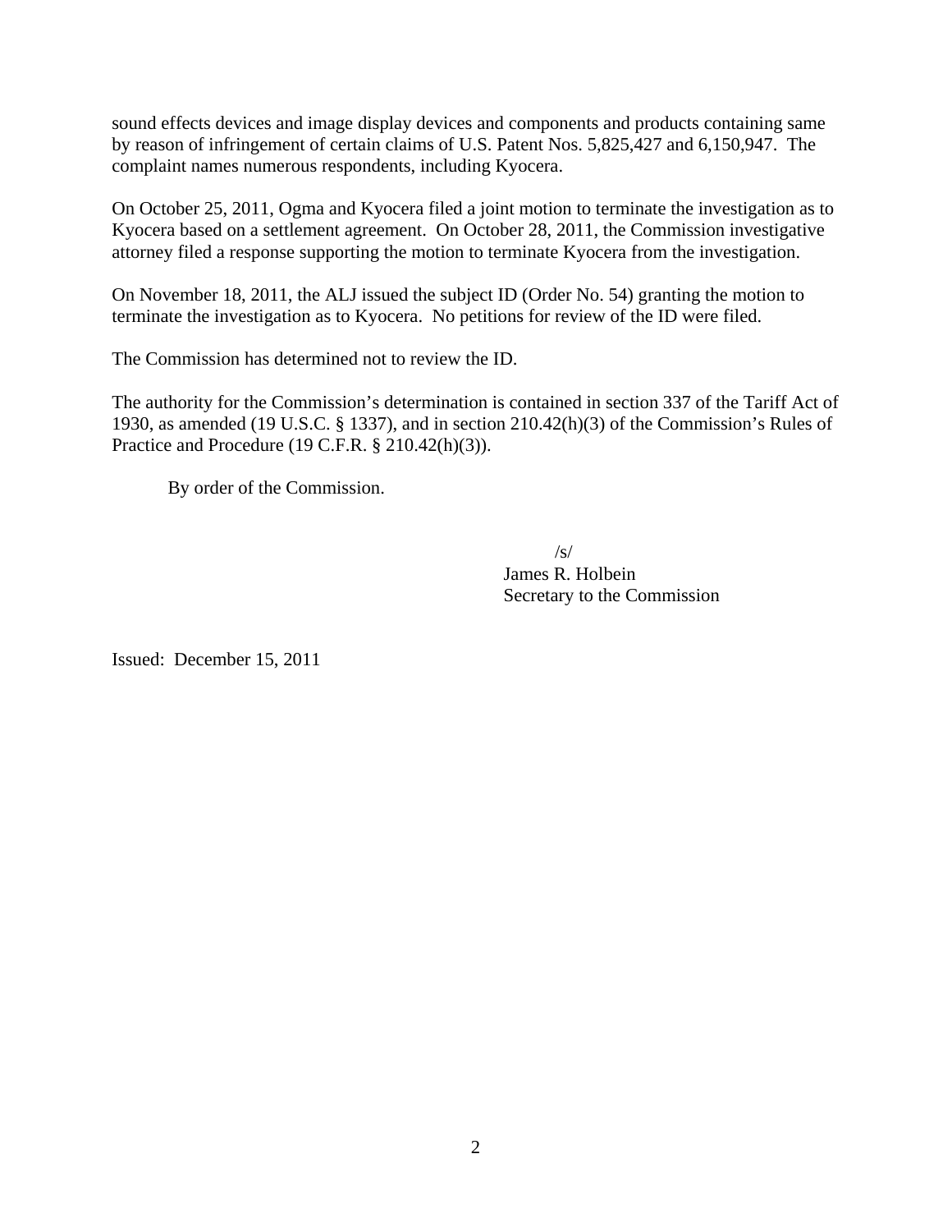sound effects devices and image display devices and components and products containing same by reason of infringement of certain claims of U.S. Patent Nos. 5,825,427 and 6,150,947. The complaint names numerous respondents, including Kyocera.

On October 25, 2011, Ogma and Kyocera filed a joint motion to terminate the investigation as to Kyocera based on a settlement agreement. On October 28, 2011, the Commission investigative attorney filed a response supporting the motion to terminate Kyocera from the investigation.

On November 18, 2011, the ALJ issued the subject ID (Order No. 54) granting the motion to terminate the investigation as to Kyocera. No petitions for review of the ID were filed.

The Commission has determined not to review the ID.

The authority for the Commission's determination is contained in section 337 of the Tariff Act of 1930, as amended (19 U.S.C. § 1337), and in section 210.42(h)(3) of the Commission's Rules of Practice and Procedure (19 C.F.R. § 210.42(h)(3)).

By order of the Commission.

/s/
James R. Holbein
Secretary to the Commission

Issued: December 15, 2011